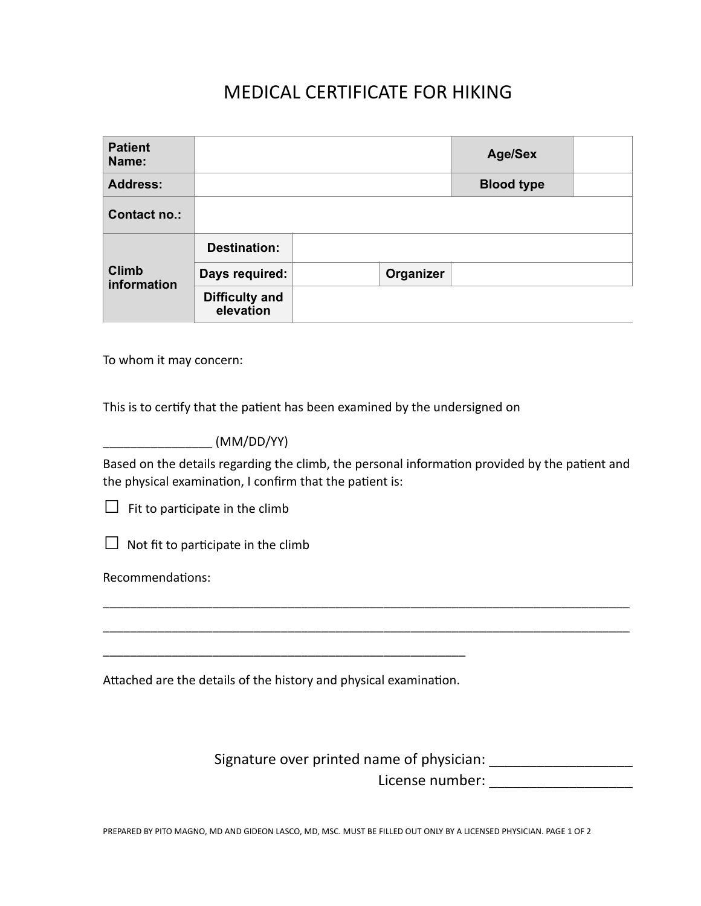# MEDICAL CERTIFICATE FOR HIKING

| | | | | | |
|---|---|---|---|---|---|
| **Patient Name:** | | | | **Age/Sex** | |
| **Address:** | | | | **Blood type** | |
| **Contact no.:** | | | | | |
| **Climb information** | **Destination:** | | | | |
| | **Days required:** | | **Organizer** | | |
| | **Difficulty and elevation** | | | | |

To whom it may concern:

This is to certify that the patient has been examined by the undersigned on

________________ (MM/DD/YY)

Based on the details regarding the climb, the personal information provided by the patient and the physical examination, I confirm that the patient is:

☐ Fit to participate in the climb

☐ Not fit to participate in the climb

Recommendations:

_______________________________________________________________________________

_______________________________________________________________________________

______________________________________________________

Attached are the details of the history and physical examination.

Signature over printed name of physician: __________________

License number: __________________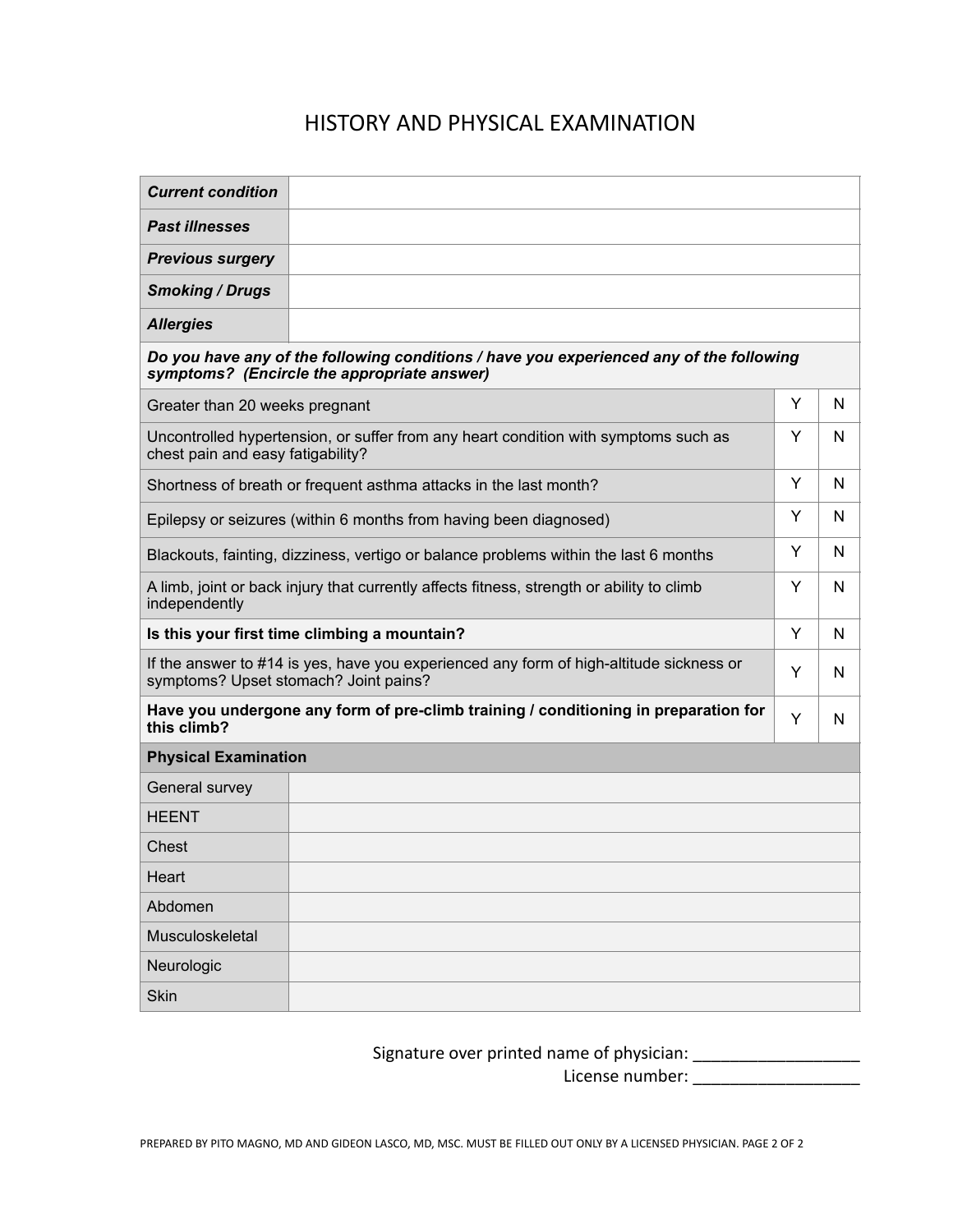# HISTORY AND PHYSICAL EXAMINATION

| | | | |
|---|---|---|---|
| ***Current condition*** | | | |
| ***Past illnesses*** | | | |
| ***Previous surgery*** | | | |
| ***Smoking / Drugs*** | | | |
| ***Allergies*** | | | |
| ***Do you have any of the following conditions / have you experienced any of the following symptoms? (Encircle the appropriate answer)*** | | | |
| Greater than 20 weeks pregnant | | Y | N |
| Uncontrolled hypertension, or suffer from any heart condition with symptoms such as chest pain and easy fatigability? | | Y | N |
| Shortness of breath or frequent asthma attacks in the last month? | | Y | N |
| Epilepsy or seizures (within 6 months from having been diagnosed) | | Y | N |
| Blackouts, fainting, dizziness, vertigo or balance problems within the last 6 months | | Y | N |
| A limb, joint or back injury that currently affects fitness, strength or ability to climb independently | | Y | N |
| **Is this your first time climbing a mountain?** | | Y | N |
| If the answer to #14 is yes, have you experienced any form of high-altitude sickness or symptoms? Upset stomach? Joint pains? | | Y | N |
| **Have you undergone any form of pre-climb training / conditioning in preparation for this climb?** | | Y | N |
| **Physical Examination** | | | |
| General survey | | | |
| HEENT | | | |
| Chest | | | |
| Heart | | | |
| Abdomen | | | |
| Musculoskeletal | | | |
| Neurologic | | | |
| Skin | | | |

Signature over printed name of physician: ___________________

License number: ___________________

PREPARED BY PITO MAGNO, MD AND GIDEON LASCO, MD, MSC. MUST BE FILLED OUT ONLY BY A LICENSED PHYSICIAN.